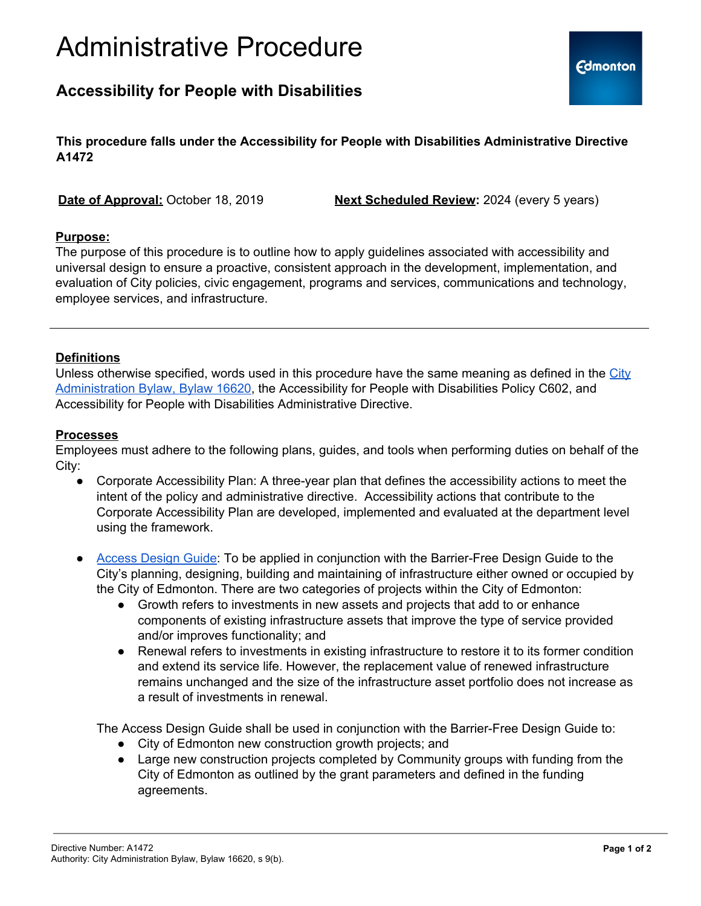# Administrative Procedure

## Accessibility for People with Disabilities

**This procedure falls under the Accessibility for People with Disabilities Administrative Directive A1472**

**Date of Approval:** October 18, 2019 **Next Scheduled Review:** 2024 (every 5 years)

**Purpose:**
The purpose of this procedure is to outline how to apply guidelines associated with accessibility and universal design to ensure a proactive, consistent approach in the development, implementation, and evaluation of City policies, civic engagement, programs and services, communications and technology, employee services, and infrastructure.

---

**Definitions**
Unless otherwise specified, words used in this procedure have the same meaning as defined in the City Administration Bylaw, Bylaw 16620, the Accessibility for People with Disabilities Policy C602, and Accessibility for People with Disabilities Administrative Directive.

**Processes**
Employees must adhere to the following plans, guides, and tools when performing duties on behalf of the City:

- Corporate Accessibility Plan: A three-year plan that defines the accessibility actions to meet the intent of the policy and administrative directive. Accessibility actions that contribute to the Corporate Accessibility Plan are developed, implemented and evaluated at the department level using the framework.

- Access Design Guide: To be applied in conjunction with the Barrier-Free Design Guide to the City's planning, designing, building and maintaining of infrastructure either owned or occupied by the City of Edmonton. There are two categories of projects within the City of Edmonton:
  - Growth refers to investments in new assets and projects that add to or enhance components of existing infrastructure assets that improve the type of service provided and/or improves functionality; and
  - Renewal refers to investments in existing infrastructure to restore it to its former condition and extend its service life. However, the replacement value of renewed infrastructure remains unchanged and the size of the infrastructure asset portfolio does not increase as a result of investments in renewal.

  The Access Design Guide shall be used in conjunction with the Barrier-Free Design Guide to:
  - City of Edmonton new construction growth projects; and
  - Large new construction projects completed by Community groups with funding from the City of Edmonton as outlined by the grant parameters and defined in the funding agreements.

Directive Number: A1472
Authority: City Administration Bylaw, Bylaw 16620, s 9(b).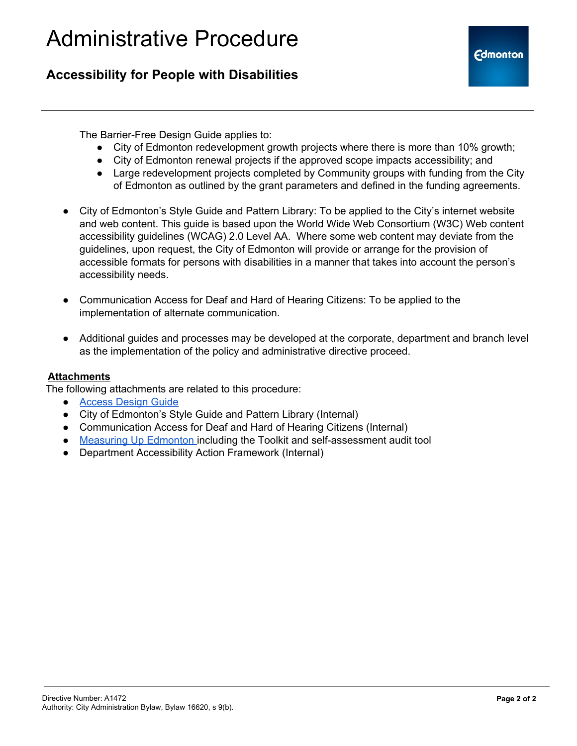The Barrier-Free Design Guide applies to:

- City of Edmonton redevelopment growth projects where there is more than 10% growth;
- City of Edmonton renewal projects if the approved scope impacts accessibility; and
- Large redevelopment projects completed by Community groups with funding from the City of Edmonton as outlined by the grant parameters and defined in the funding agreements.

- City of Edmonton's Style Guide and Pattern Library: To be applied to the City's internet website and web content. This guide is based upon the World Wide Web Consortium (W3C) Web content accessibility guidelines (WCAG) 2.0 Level AA. Where some web content may deviate from the guidelines, upon request, the City of Edmonton will provide or arrange for the provision of accessible formats for persons with disabilities in a manner that takes into account the person's accessibility needs.

- Communication Access for Deaf and Hard of Hearing Citizens: To be applied to the implementation of alternate communication.

- Additional guides and processes may be developed at the corporate, department and branch level as the implementation of the policy and administrative directive proceed.

**Attachments**

The following attachments are related to this procedure:

- Access Design Guide
- City of Edmonton's Style Guide and Pattern Library (Internal)
- Communication Access for Deaf and Hard of Hearing Citizens (Internal)
- Measuring Up Edmonton including the Toolkit and self-assessment audit tool
- Department Accessibility Action Framework (Internal)

Directive Number: A1472
Authority: City Administration Bylaw, Bylaw 16620, s 9(b).